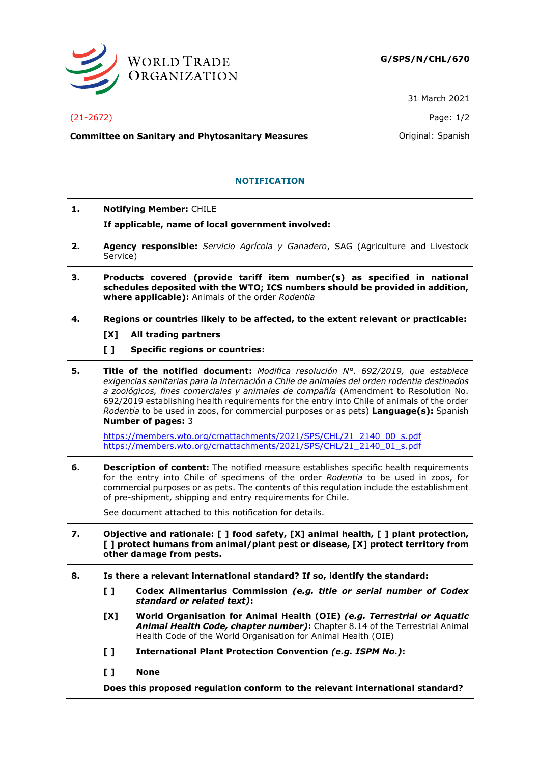**G/SPS/N/CHL/670**

31 March 2021

(21-2672)

**Committee on Sanitary and Phytosanitary Measures** Original: Spanish

## NOTIFICATION

**1. Notifying Member:** CHILE

**If applicable, name of local government involved:**

**2. Agency responsible:** *Servicio Agrícola y Ganadero*, SAG (Agriculture and Livestock Service)

**3. Products covered (provide tariff item number(s) as specified in national schedules deposited with the WTO; ICS numbers should be provided in addition, where applicable):** Animals of the order *Rodentia*

**4. Regions or countries likely to be affected, to the extent relevant or practicable:**

[X] **All trading partners**

[ ] **Specific regions or countries:**

**5. Title of the notified document:** *Modifica resolución N°. 692/2019, que establece exigencias sanitarias para la internación a Chile de animales del orden rodentia destinados a zoológicos, fines comerciales y animales de compañía* (Amendment to Resolution No. 692/2019 establishing health requirements for the entry into Chile of animals of the order *Rodentia* to be used in zoos, for commercial purposes or as pets) **Language(s):** Spanish **Number of pages:** 3

https://members.wto.org/crnattachments/2021/SPS/CHL/21_2140_00_s.pdf
https://members.wto.org/crnattachments/2021/SPS/CHL/21_2140_01_s.pdf

**6. Description of content:** The notified measure establishes specific health requirements for the entry into Chile of specimens of the order *Rodentia* to be used in zoos, for commercial purposes or as pets. The contents of this regulation include the establishment of pre-shipment, shipping and entry requirements for Chile.

See document attached to this notification for details.

**7. Objective and rationale: [ ] food safety, [X] animal health, [ ] plant protection, [ ] protect humans from animal/plant pest or disease, [X] protect territory from other damage from pests.**

**8. Is there a relevant international standard? If so, identify the standard:**

[ ] **Codex Alimentarius Commission *(e.g. title or serial number of Codex standard or related text)*:**

[X] **World Organisation for Animal Health (OIE) *(e.g. Terrestrial or Aquatic Animal Health Code, chapter number)*:** Chapter 8.14 of the Terrestrial Animal Health Code of the World Organisation for Animal Health (OIE)

[ ] **International Plant Protection Convention *(e.g. ISPM No.)*:**

[ ] **None**

**Does this proposed regulation conform to the relevant international standard?**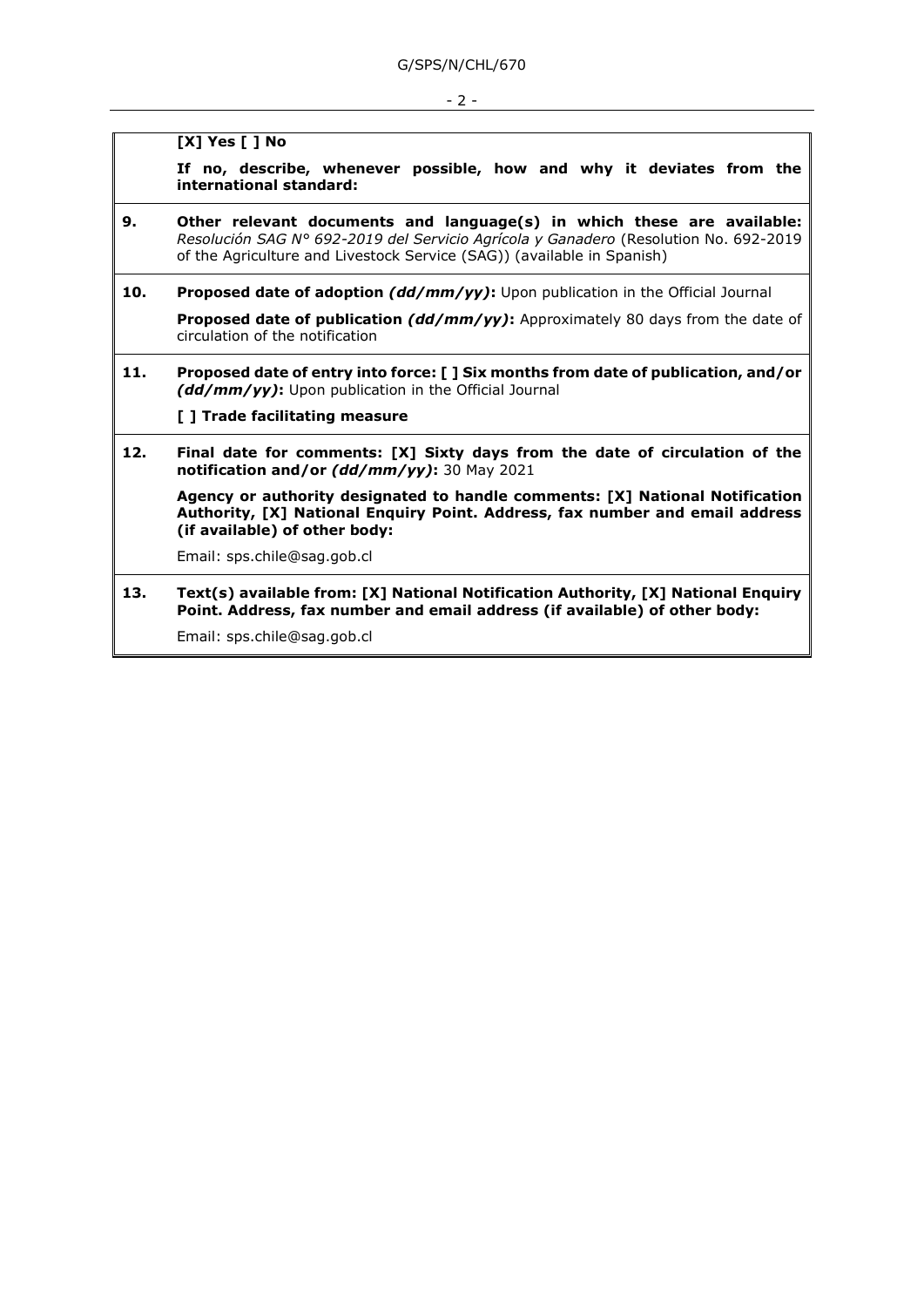**[X] Yes [ ] No**

**If no, describe, whenever possible, how and why it deviates from the international standard:**

**9. Other relevant documents and language(s) in which these are available:** *Resolución SAG N° 692-2019 del Servicio Agrícola y Ganadero* (Resolution No. 692-2019 of the Agriculture and Livestock Service (SAG)) (available in Spanish)

**10. Proposed date of adoption *(dd/mm/yy)*:** Upon publication in the Official Journal

**Proposed date of publication *(dd/mm/yy)*:** Approximately 80 days from the date of circulation of the notification

**11. Proposed date of entry into force: [ ] Six months from date of publication, and/or *(dd/mm/yy)*:** Upon publication in the Official Journal

**[ ] Trade facilitating measure**

**12. Final date for comments: [X] Sixty days from the date of circulation of the notification and/or *(dd/mm/yy)*:** 30 May 2021

**Agency or authority designated to handle comments: [X] National Notification Authority, [X] National Enquiry Point. Address, fax number and email address (if available) of other body:**

Email: sps.chile@sag.gob.cl

**13. Text(s) available from: [X] National Notification Authority, [X] National Enquiry Point. Address, fax number and email address (if available) of other body:**

Email: sps.chile@sag.gob.cl